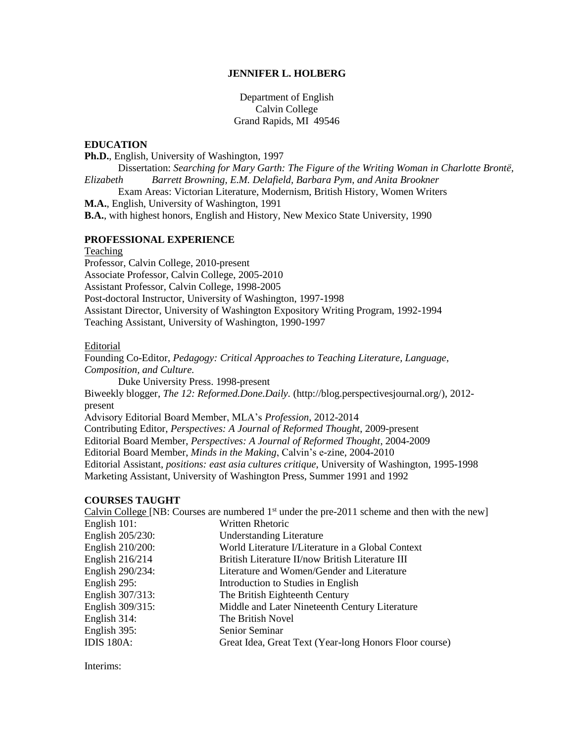**JENNIFER L. HOLBERG**

Department of English
Calvin College
Grand Rapids, MI 49546

## EDUCATION

**Ph.D.**, English, University of Washington, 1997
Dissertation: *Searching for Mary Garth: The Figure of the Writing Woman in Charlotte Brontë, Elizabeth Barrett Browning, E.M. Delafield, Barbara Pym, and Anita Brookner*
Exam Areas: Victorian Literature, Modernism, British History, Women Writers

**M.A.**, English, University of Washington, 1991

**B.A.**, with highest honors, English and History, New Mexico State University, 1990

## PROFESSIONAL EXPERIENCE

Teaching

Professor, Calvin College, 2010-present
Associate Professor, Calvin College, 2005-2010
Assistant Professor, Calvin College, 1998-2005
Post-doctoral Instructor, University of Washington, 1997-1998
Assistant Director, University of Washington Expository Writing Program, 1992-1994
Teaching Assistant, University of Washington, 1990-1997

Editorial

Founding Co-Editor, *Pedagogy: Critical Approaches to Teaching Literature, Language, Composition, and Culture.*
Duke University Press. 1998-present
Biweekly blogger, *The 12: Reformed.Done.Daily.* (http://blog.perspectivesjournal.org/), 2012-present
Advisory Editorial Board Member, MLA's *Profession*, 2012-2014
Contributing Editor, *Perspectives: A Journal of Reformed Thought*, 2009-present
Editorial Board Member, *Perspectives: A Journal of Reformed Thought*, 2004-2009
Editorial Board Member, *Minds in the Making*, Calvin's e-zine, 2004-2010
Editorial Assistant, *positions: east asia cultures critique*, University of Washington, 1995-1998
Marketing Assistant, University of Washington Press, Summer 1991 and 1992

## COURSES TAUGHT

Calvin College [NB: Courses are numbered 1st under the pre-2011 scheme and then with the new]

| | |
|---|---|
| English 101: | Written Rhetoric |
| English 205/230: | Understanding Literature |
| English 210/200: | World Literature I/Literature in a Global Context |
| English 216/214 | British Literature II/now British Literature III |
| English 290/234: | Literature and Women/Gender and Literature |
| English 295: | Introduction to Studies in English |
| English 307/313: | The British Eighteenth Century |
| English 309/315: | Middle and Later Nineteenth Century Literature |
| English 314: | The British Novel |
| English 395: | Senior Seminar |
| IDIS 180A: | Great Idea, Great Text (Year-long Honors Floor course) |

Interims: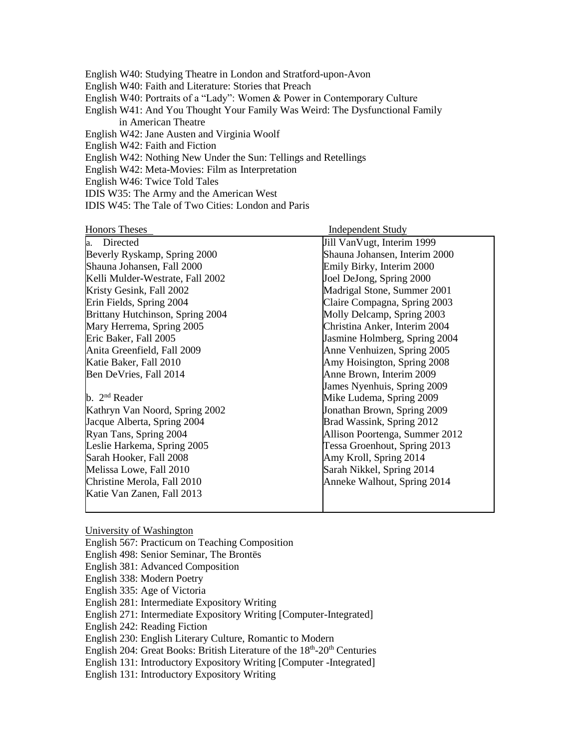English W40: Studying Theatre in London and Stratford-upon-Avon
English W40: Faith and Literature: Stories that Preach
English W40: Portraits of a "Lady": Women & Power in Contemporary Culture
English W41: And You Thought Your Family Was Weird: The Dysfunctional Family in American Theatre
English W42: Jane Austen and Virginia Woolf
English W42: Faith and Fiction
English W42: Nothing New Under the Sun: Tellings and Retellings
English W42: Meta-Movies: Film as Interpretation
English W46: Twice Told Tales
IDIS W35: The Army and the American West
IDIS W45: The Tale of Two Cities: London and Paris

| Honors Theses | Independent Study |
|---|---|
| a. Directed | Jill VanVugt, Interim 1999 |
| Beverly Ryskamp, Spring 2000 | Shauna Johansen, Interim 2000 |
| Shauna Johansen, Fall 2000 | Emily Birky, Interim 2000 |
| Kelli Mulder-Westrate, Fall 2002 | Joel DeJong, Spring 2000 |
| Kristy Gesink, Fall 2002 | Madrigal Stone, Summer 2001 |
| Erin Fields, Spring 2004 | Claire Compagna, Spring 2003 |
| Brittany Hutchinson, Spring 2004 | Molly Delcamp, Spring 2003 |
| Mary Herrema, Spring 2005 | Christina Anker, Interim 2004 |
| Eric Baker, Fall 2005 | Jasmine Holmberg, Spring 2004 |
| Anita Greenfield, Fall 2009 | Anne Venhuizen, Spring 2005 |
| Katie Baker, Fall 2010 | Amy Hoisington, Spring 2008 |
| Ben DeVries, Fall 2014 | Anne Brown, Interim 2009 |
| | James Nyenhuis, Spring 2009 |
| b. 2nd Reader | Mike Ludema, Spring 2009 |
| Kathryn Van Noord, Spring 2002 | Jonathan Brown, Spring 2009 |
| Jacque Alberta, Spring 2004 | Brad Wassink, Spring 2012 |
| Ryan Tans, Spring 2004 | Allison Poortenga, Summer 2012 |
| Leslie Harkema, Spring 2005 | Tessa Groenhout, Spring 2013 |
| Sarah Hooker, Fall 2008 | Amy Kroll, Spring 2014 |
| Melissa Lowe, Fall 2010 | Sarah Nikkel, Spring 2014 |
| Christine Merola, Fall 2010 | Anneke Walhout, Spring 2014 |
| Katie Van Zanen, Fall 2013 | |

University of Washington

English 567: Practicum on Teaching Composition
English 498: Senior Seminar, The Brontës
English 381: Advanced Composition
English 338: Modern Poetry
English 335: Age of Victoria
English 281: Intermediate Expository Writing
English 271: Intermediate Expository Writing [Computer-Integrated]
English 242: Reading Fiction
English 230: English Literary Culture, Romantic to Modern
English 204: Great Books: British Literature of the 18th-20th Centuries
English 131: Introductory Expository Writing [Computer -Integrated]
English 131: Introductory Expository Writing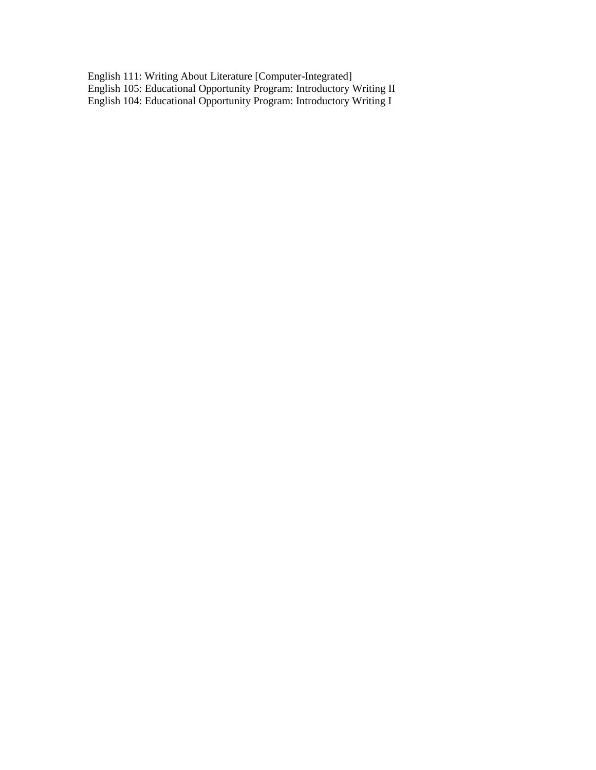English 111: Writing About Literature [Computer-Integrated]
English 105: Educational Opportunity Program: Introductory Writing II
English 104: Educational Opportunity Program: Introductory Writing I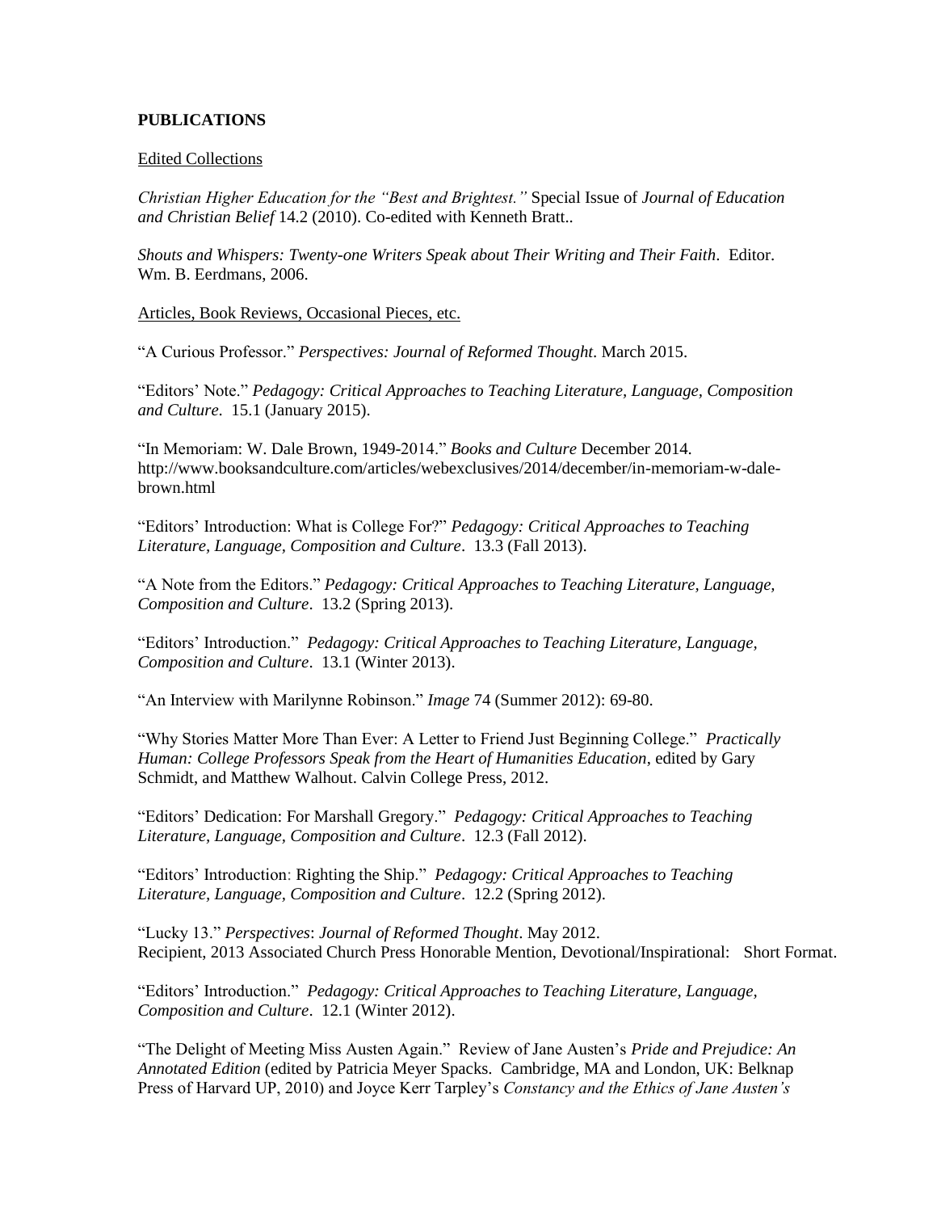**PUBLICATIONS**

Edited Collections

*Christian Higher Education for the "Best and Brightest."* Special Issue of *Journal of Education and Christian Belief* 14.2 (2010). Co-edited with Kenneth Bratt..

*Shouts and Whispers: Twenty-one Writers Speak about Their Writing and Their Faith*. Editor. Wm. B. Eerdmans, 2006.

Articles, Book Reviews, Occasional Pieces, etc.

"A Curious Professor." *Perspectives: Journal of Reformed Thought*. March 2015.

"Editors' Note." *Pedagogy: Critical Approaches to Teaching Literature, Language, Composition and Culture*. 15.1 (January 2015).

"In Memoriam: W. Dale Brown, 1949-2014." *Books and Culture* December 2014. http://www.booksandculture.com/articles/webexclusives/2014/december/in-memoriam-w-dale-brown.html

"Editors' Introduction: What is College For?" *Pedagogy: Critical Approaches to Teaching Literature, Language, Composition and Culture*. 13.3 (Fall 2013).

"A Note from the Editors." *Pedagogy: Critical Approaches to Teaching Literature, Language, Composition and Culture*. 13.2 (Spring 2013).

"Editors' Introduction." *Pedagogy: Critical Approaches to Teaching Literature, Language, Composition and Culture*. 13.1 (Winter 2013).

"An Interview with Marilynne Robinson." *Image* 74 (Summer 2012): 69-80.

"Why Stories Matter More Than Ever: A Letter to Friend Just Beginning College." *Practically Human: College Professors Speak from the Heart of Humanities Education*, edited by Gary Schmidt, and Matthew Walhout. Calvin College Press, 2012.

"Editors' Dedication: For Marshall Gregory." *Pedagogy: Critical Approaches to Teaching Literature, Language, Composition and Culture*. 12.3 (Fall 2012).

"Editors' Introduction: Righting the Ship." *Pedagogy: Critical Approaches to Teaching Literature, Language, Composition and Culture*. 12.2 (Spring 2012).

"Lucky 13." *Perspectives*: *Journal of Reformed Thought*. May 2012.
Recipient, 2013 Associated Church Press Honorable Mention, Devotional/Inspirational: Short Format.

"Editors' Introduction." *Pedagogy: Critical Approaches to Teaching Literature, Language, Composition and Culture*. 12.1 (Winter 2012).

"The Delight of Meeting Miss Austen Again." Review of Jane Austen's *Pride and Prejudice: An Annotated Edition* (edited by Patricia Meyer Spacks. Cambridge, MA and London, UK: Belknap Press of Harvard UP, 2010) and Joyce Kerr Tarpley's *Constancy and the Ethics of Jane Austen's*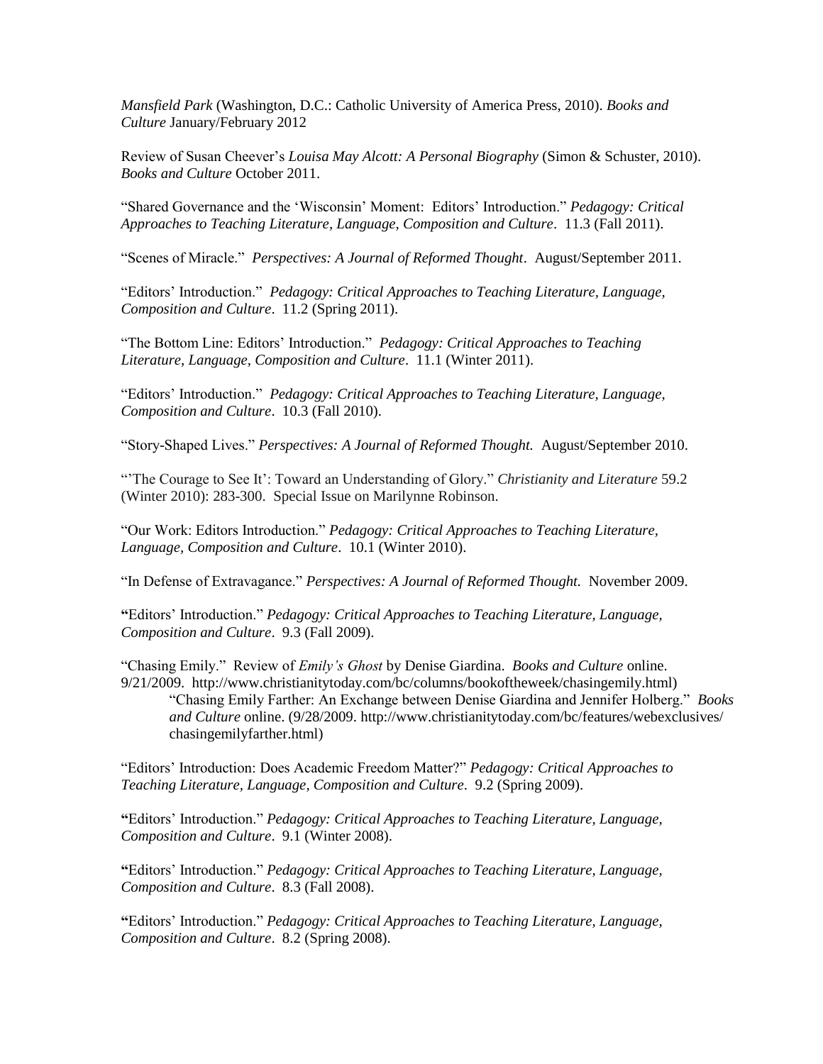*Mansfield Park* (Washington, D.C.: Catholic University of America Press, 2010). *Books and Culture* January/February 2012

Review of Susan Cheever's *Louisa May Alcott: A Personal Biography* (Simon & Schuster, 2010). *Books and Culture* October 2011.

"Shared Governance and the 'Wisconsin' Moment: Editors' Introduction." *Pedagogy: Critical Approaches to Teaching Literature, Language, Composition and Culture*. 11.3 (Fall 2011).

"Scenes of Miracle." *Perspectives: A Journal of Reformed Thought*. August/September 2011.

"Editors' Introduction." *Pedagogy: Critical Approaches to Teaching Literature, Language, Composition and Culture*. 11.2 (Spring 2011).

"The Bottom Line: Editors' Introduction." *Pedagogy: Critical Approaches to Teaching Literature, Language, Composition and Culture*. 11.1 (Winter 2011).

"Editors' Introduction." *Pedagogy: Critical Approaches to Teaching Literature, Language, Composition and Culture*. 10.3 (Fall 2010).

"Story-Shaped Lives." *Perspectives: A Journal of Reformed Thought.* August/September 2010.

"'The Courage to See It': Toward an Understanding of Glory." *Christianity and Literature* 59.2 (Winter 2010): 283-300. Special Issue on Marilynne Robinson.

"Our Work: Editors Introduction." *Pedagogy: Critical Approaches to Teaching Literature, Language, Composition and Culture*. 10.1 (Winter 2010).

"In Defense of Extravagance." *Perspectives: A Journal of Reformed Thought.* November 2009.

**"**Editors' Introduction." *Pedagogy: Critical Approaches to Teaching Literature, Language, Composition and Culture*. 9.3 (Fall 2009).

"Chasing Emily." Review of *Emily's Ghost* by Denise Giardina. *Books and Culture* online. 9/21/2009. http://www.christianitytoday.com/bc/columns/bookoftheweek/chasingemily.html)

> "Chasing Emily Farther: An Exchange between Denise Giardina and Jennifer Holberg." *Books and Culture* online. (9/28/2009. http://www.christianitytoday.com/bc/features/webexclusives/chasingemilyfarther.html)

"Editors' Introduction: Does Academic Freedom Matter?" *Pedagogy: Critical Approaches to Teaching Literature, Language, Composition and Culture*. 9.2 (Spring 2009).

**"**Editors' Introduction." *Pedagogy: Critical Approaches to Teaching Literature, Language, Composition and Culture*. 9.1 (Winter 2008).

**"**Editors' Introduction." *Pedagogy: Critical Approaches to Teaching Literature, Language, Composition and Culture*. 8.3 (Fall 2008).

**"**Editors' Introduction." *Pedagogy: Critical Approaches to Teaching Literature, Language, Composition and Culture*. 8.2 (Spring 2008).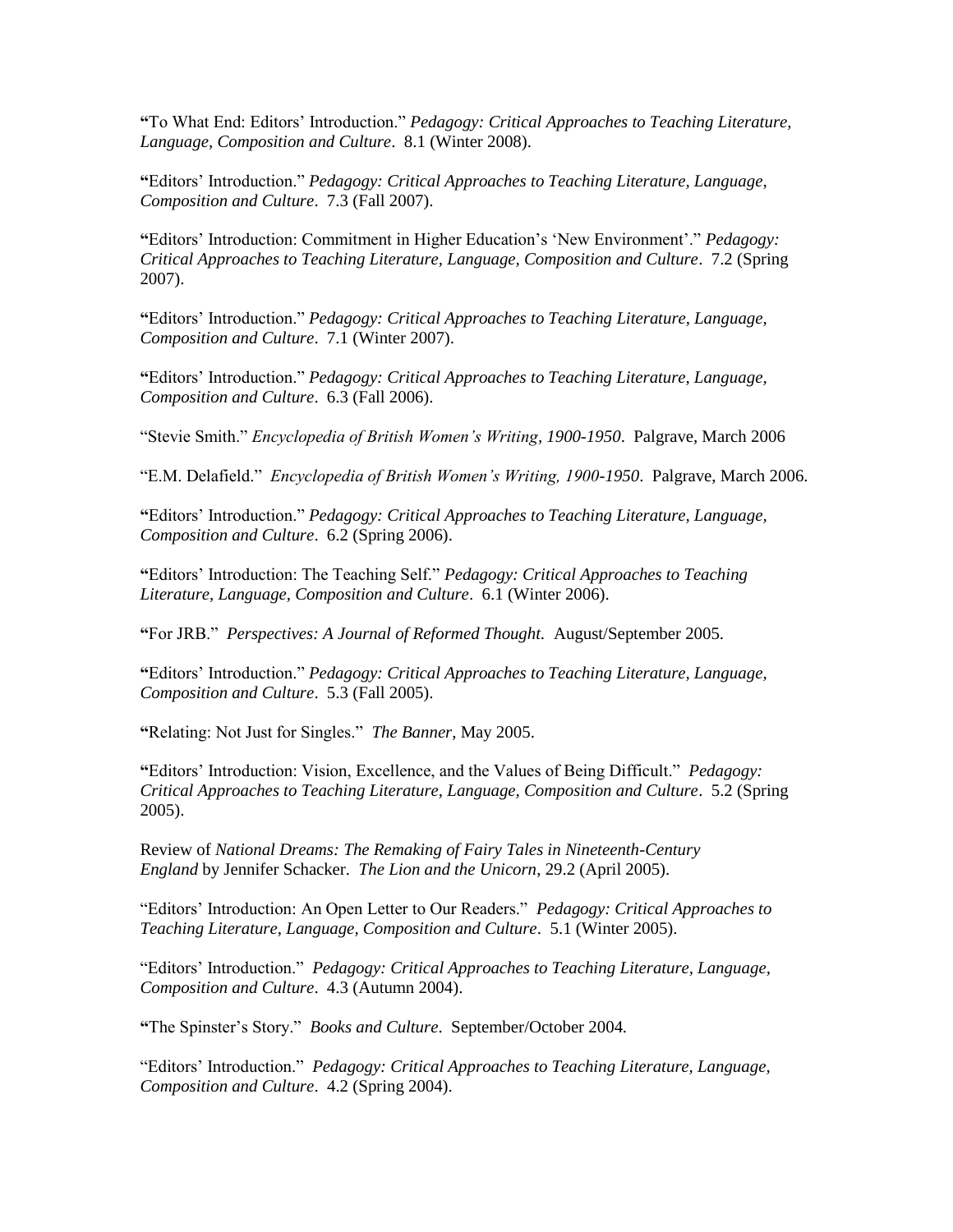"To What End: Editors' Introduction." *Pedagogy: Critical Approaches to Teaching Literature, Language, Composition and Culture*. 8.1 (Winter 2008).

"Editors' Introduction." *Pedagogy: Critical Approaches to Teaching Literature, Language, Composition and Culture*. 7.3 (Fall 2007).

"Editors' Introduction: Commitment in Higher Education's 'New Environment'." *Pedagogy: Critical Approaches to Teaching Literature, Language, Composition and Culture*. 7.2 (Spring 2007).

"Editors' Introduction." *Pedagogy: Critical Approaches to Teaching Literature, Language, Composition and Culture*. 7.1 (Winter 2007).

"Editors' Introduction." *Pedagogy: Critical Approaches to Teaching Literature, Language, Composition and Culture*. 6.3 (Fall 2006).

"Stevie Smith." *Encyclopedia of British Women's Writing, 1900-1950*. Palgrave, March 2006

"E.M. Delafield." *Encyclopedia of British Women's Writing, 1900-1950*. Palgrave, March 2006.

"Editors' Introduction." *Pedagogy: Critical Approaches to Teaching Literature, Language, Composition and Culture*. 6.2 (Spring 2006).

"Editors' Introduction: The Teaching Self." *Pedagogy: Critical Approaches to Teaching Literature, Language, Composition and Culture*. 6.1 (Winter 2006).

"For JRB." *Perspectives: A Journal of Reformed Thought.* August/September 2005.

"Editors' Introduction." *Pedagogy: Critical Approaches to Teaching Literature, Language, Composition and Culture*. 5.3 (Fall 2005).

"Relating: Not Just for Singles." *The Banner*, May 2005.

"Editors' Introduction: Vision, Excellence, and the Values of Being Difficult." *Pedagogy: Critical Approaches to Teaching Literature, Language, Composition and Culture*. 5.2 (Spring 2005).

Review of *National Dreams: The Remaking of Fairy Tales in Nineteenth-Century England* by Jennifer Schacker. *The Lion and the Unicorn*, 29.2 (April 2005).

"Editors' Introduction: An Open Letter to Our Readers." *Pedagogy: Critical Approaches to Teaching Literature, Language, Composition and Culture*. 5.1 (Winter 2005).

"Editors' Introduction." *Pedagogy: Critical Approaches to Teaching Literature, Language, Composition and Culture*. 4.3 (Autumn 2004).

"The Spinster's Story." *Books and Culture*. September/October 2004.

"Editors' Introduction." *Pedagogy: Critical Approaches to Teaching Literature, Language, Composition and Culture*. 4.2 (Spring 2004).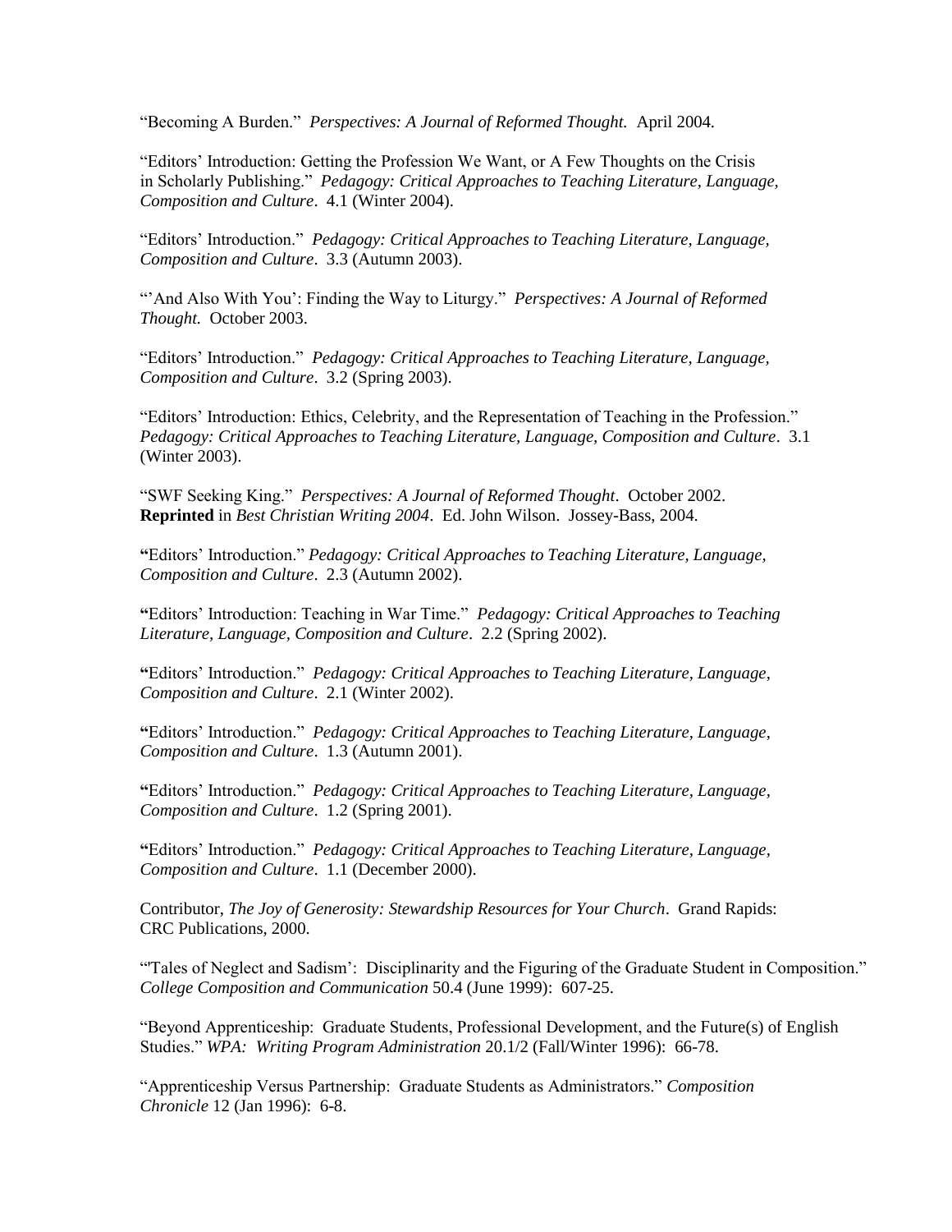"Becoming A Burden." *Perspectives: A Journal of Reformed Thought.* April 2004.

"Editors' Introduction: Getting the Profession We Want, or A Few Thoughts on the Crisis in Scholarly Publishing." *Pedagogy: Critical Approaches to Teaching Literature, Language, Composition and Culture*. 4.1 (Winter 2004).

"Editors' Introduction." *Pedagogy: Critical Approaches to Teaching Literature, Language, Composition and Culture*. 3.3 (Autumn 2003).

"'And Also With You': Finding the Way to Liturgy." *Perspectives: A Journal of Reformed Thought.* October 2003.

"Editors' Introduction." *Pedagogy: Critical Approaches to Teaching Literature, Language, Composition and Culture*. 3.2 (Spring 2003).

"Editors' Introduction: Ethics, Celebrity, and the Representation of Teaching in the Profession." *Pedagogy: Critical Approaches to Teaching Literature, Language, Composition and Culture*. 3.1 (Winter 2003).

"SWF Seeking King." *Perspectives: A Journal of Reformed Thought*. October 2002. **Reprinted** in *Best Christian Writing 2004*. Ed. John Wilson. Jossey-Bass, 2004.

**"**Editors' Introduction." *Pedagogy: Critical Approaches to Teaching Literature, Language, Composition and Culture*. 2.3 (Autumn 2002).

**"**Editors' Introduction: Teaching in War Time." *Pedagogy: Critical Approaches to Teaching Literature, Language, Composition and Culture*. 2.2 (Spring 2002).

**"**Editors' Introduction." *Pedagogy: Critical Approaches to Teaching Literature, Language, Composition and Culture*. 2.1 (Winter 2002).

**"**Editors' Introduction." *Pedagogy: Critical Approaches to Teaching Literature, Language, Composition and Culture*. 1.3 (Autumn 2001).

**"**Editors' Introduction." *Pedagogy: Critical Approaches to Teaching Literature, Language, Composition and Culture*. 1.2 (Spring 2001).

**"**Editors' Introduction." *Pedagogy: Critical Approaches to Teaching Literature, Language, Composition and Culture*. 1.1 (December 2000).

Contributor, *The Joy of Generosity: Stewardship Resources for Your Church*. Grand Rapids: CRC Publications, 2000.

"'Tales of Neglect and Sadism': Disciplinarity and the Figuring of the Graduate Student in Composition." *College Composition and Communication* 50.4 (June 1999): 607-25.

"Beyond Apprenticeship: Graduate Students, Professional Development, and the Future(s) of English Studies." *WPA: Writing Program Administration* 20.1/2 (Fall/Winter 1996): 66-78.

"Apprenticeship Versus Partnership: Graduate Students as Administrators." *Composition Chronicle* 12 (Jan 1996): 6-8.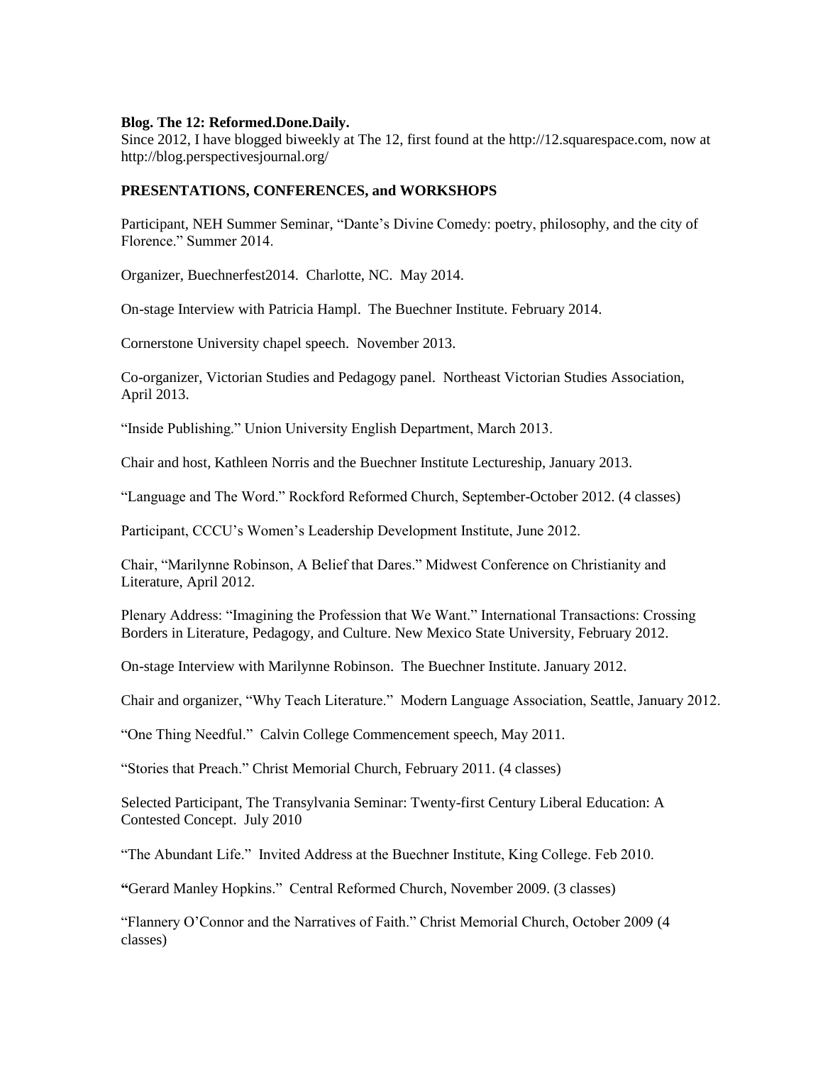**Blog. The 12: Reformed.Done.Daily.**
Since 2012, I have blogged biweekly at The 12, first found at the http://12.squarespace.com, now at http://blog.perspectivesjournal.org/

**PRESENTATIONS, CONFERENCES, and WORKSHOPS**

Participant, NEH Summer Seminar, "Dante's Divine Comedy: poetry, philosophy, and the city of Florence." Summer 2014.

Organizer, Buechnerfest2014. Charlotte, NC. May 2014.

On-stage Interview with Patricia Hampl. The Buechner Institute. February 2014.

Cornerstone University chapel speech. November 2013.

Co-organizer, Victorian Studies and Pedagogy panel. Northeast Victorian Studies Association, April 2013.

"Inside Publishing." Union University English Department, March 2013.

Chair and host, Kathleen Norris and the Buechner Institute Lectureship, January 2013.

"Language and The Word." Rockford Reformed Church, September-October 2012. (4 classes)

Participant, CCCU's Women's Leadership Development Institute, June 2012.

Chair, "Marilynne Robinson, A Belief that Dares." Midwest Conference on Christianity and Literature, April 2012.

Plenary Address: "Imagining the Profession that We Want." International Transactions: Crossing Borders in Literature, Pedagogy, and Culture. New Mexico State University, February 2012.

On-stage Interview with Marilynne Robinson. The Buechner Institute. January 2012.

Chair and organizer, "Why Teach Literature." Modern Language Association, Seattle, January 2012.

"One Thing Needful." Calvin College Commencement speech, May 2011.

"Stories that Preach." Christ Memorial Church, February 2011. (4 classes)

Selected Participant, The Transylvania Seminar: Twenty-first Century Liberal Education: A Contested Concept. July 2010

"The Abundant Life." Invited Address at the Buechner Institute, King College. Feb 2010.

"Gerard Manley Hopkins." Central Reformed Church, November 2009. (3 classes)

"Flannery O'Connor and the Narratives of Faith." Christ Memorial Church, October 2009 (4 classes)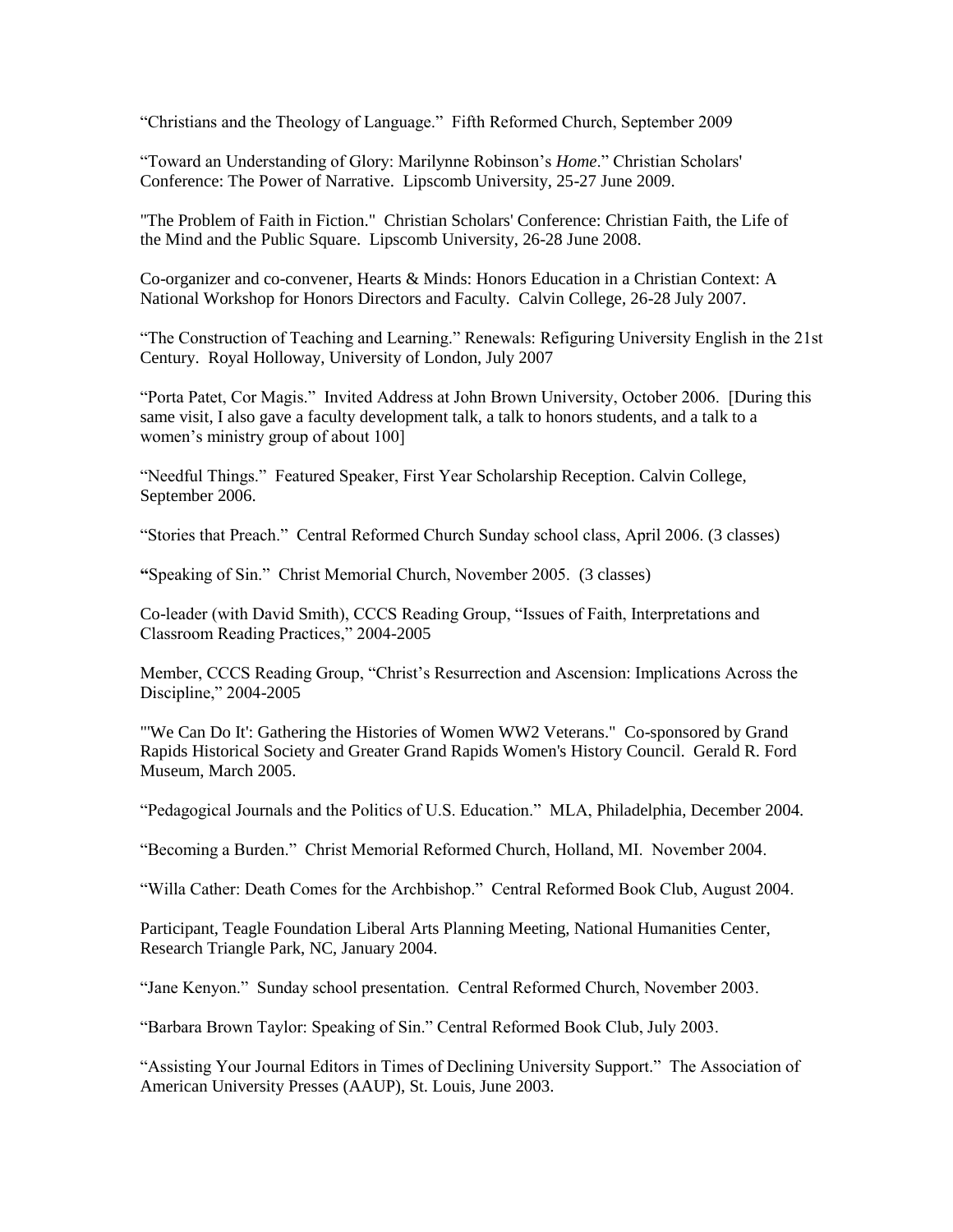“Christians and the Theology of Language.” Fifth Reformed Church, September 2009

“Toward an Understanding of Glory: Marilynne Robinson’s *Home*.” Christian Scholars' Conference: The Power of Narrative. Lipscomb University, 25-27 June 2009.

"The Problem of Faith in Fiction." Christian Scholars' Conference: Christian Faith, the Life of the Mind and the Public Square. Lipscomb University, 26-28 June 2008.

Co-organizer and co-convener, Hearts & Minds: Honors Education in a Christian Context: A National Workshop for Honors Directors and Faculty. Calvin College, 26-28 July 2007.

“The Construction of Teaching and Learning.” Renewals: Refiguring University English in the 21st Century. Royal Holloway, University of London, July 2007

“Porta Patet, Cor Magis.” Invited Address at John Brown University, October 2006. [During this same visit, I also gave a faculty development talk, a talk to honors students, and a talk to a women’s ministry group of about 100]

“Needful Things.” Featured Speaker, First Year Scholarship Reception. Calvin College, September 2006.

“Stories that Preach.” Central Reformed Church Sunday school class, April 2006. (3 classes)

**“**Speaking of Sin.” Christ Memorial Church, November 2005. (3 classes)

Co-leader (with David Smith), CCCS Reading Group, “Issues of Faith, Interpretations and Classroom Reading Practices,” 2004-2005

Member, CCCS Reading Group, “Christ’s Resurrection and Ascension: Implications Across the Discipline,” 2004-2005

"'We Can Do It': Gathering the Histories of Women WW2 Veterans." Co-sponsored by Grand Rapids Historical Society and Greater Grand Rapids Women's History Council. Gerald R. Ford Museum, March 2005.

“Pedagogical Journals and the Politics of U.S. Education.” MLA, Philadelphia, December 2004.

“Becoming a Burden.” Christ Memorial Reformed Church, Holland, MI. November 2004.

“Willa Cather: Death Comes for the Archbishop.” Central Reformed Book Club, August 2004.

Participant, Teagle Foundation Liberal Arts Planning Meeting, National Humanities Center, Research Triangle Park, NC, January 2004.

“Jane Kenyon.” Sunday school presentation. Central Reformed Church, November 2003.

“Barbara Brown Taylor: Speaking of Sin.” Central Reformed Book Club, July 2003.

“Assisting Your Journal Editors in Times of Declining University Support.” The Association of American University Presses (AAUP), St. Louis, June 2003.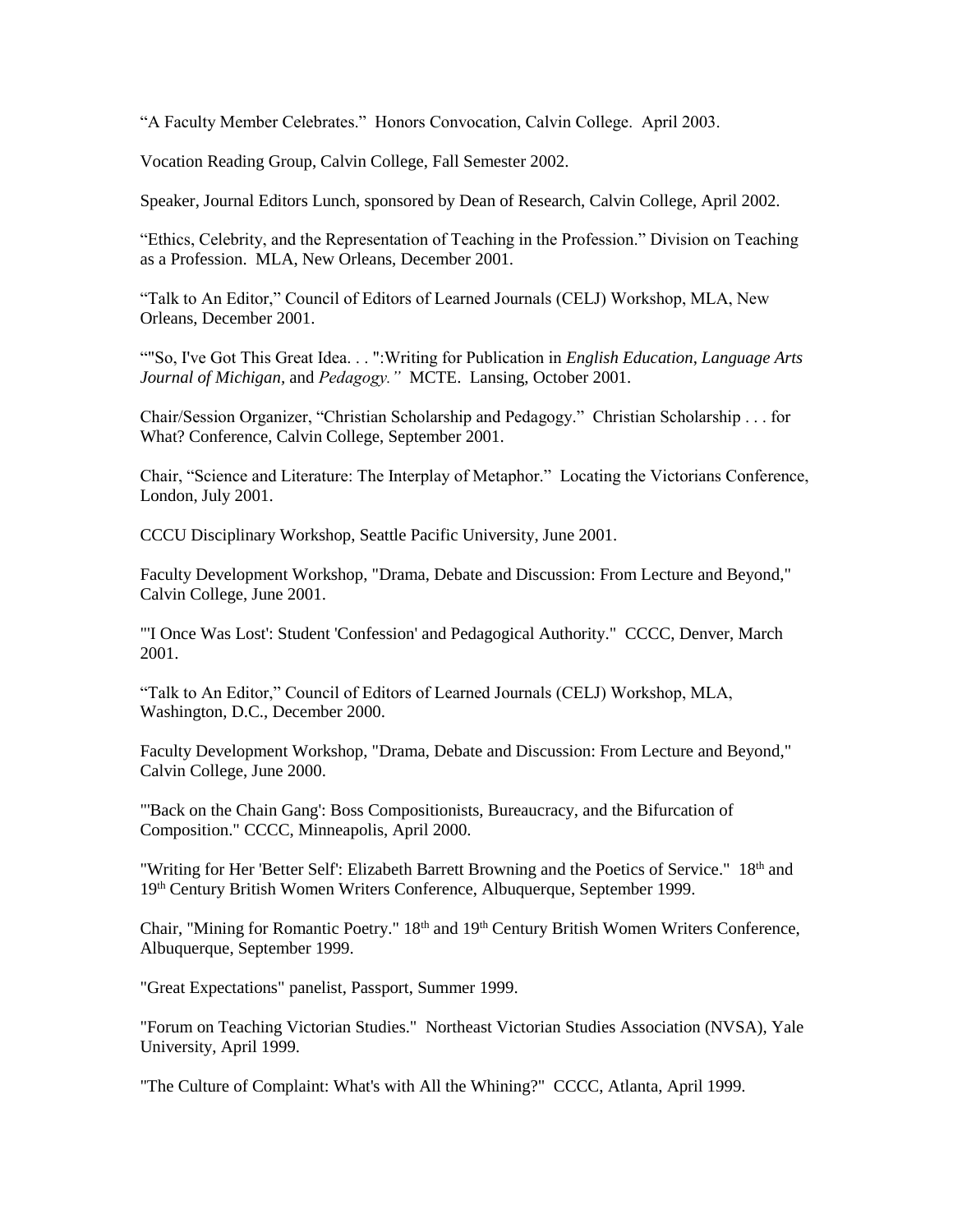"A Faculty Member Celebrates." Honors Convocation, Calvin College. April 2003.

Vocation Reading Group, Calvin College, Fall Semester 2002.

Speaker, Journal Editors Lunch, sponsored by Dean of Research, Calvin College, April 2002.

"Ethics, Celebrity, and the Representation of Teaching in the Profession." Division on Teaching as a Profession. MLA, New Orleans, December 2001.

"Talk to An Editor," Council of Editors of Learned Journals (CELJ) Workshop, MLA, New Orleans, December 2001.

""So, I've Got This Great Idea. . . ":Writing for Publication in *English Education*, *Language Arts Journal of Michigan*, and *Pedagogy."* MCTE. Lansing, October 2001.

Chair/Session Organizer, "Christian Scholarship and Pedagogy." Christian Scholarship . . . for What? Conference, Calvin College, September 2001.

Chair, "Science and Literature: The Interplay of Metaphor." Locating the Victorians Conference, London, July 2001.

CCCU Disciplinary Workshop, Seattle Pacific University, June 2001.

Faculty Development Workshop, "Drama, Debate and Discussion: From Lecture and Beyond," Calvin College, June 2001.

"'I Once Was Lost': Student 'Confession' and Pedagogical Authority." CCCC, Denver, March 2001.

"Talk to An Editor," Council of Editors of Learned Journals (CELJ) Workshop, MLA, Washington, D.C., December 2000.

Faculty Development Workshop, "Drama, Debate and Discussion: From Lecture and Beyond," Calvin College, June 2000.

"'Back on the Chain Gang': Boss Compositionists, Bureaucracy, and the Bifurcation of Composition." CCCC, Minneapolis, April 2000.

"Writing for Her 'Better Self': Elizabeth Barrett Browning and the Poetics of Service." 18th and 19th Century British Women Writers Conference, Albuquerque, September 1999.

Chair, "Mining for Romantic Poetry." 18th and 19th Century British Women Writers Conference, Albuquerque, September 1999.

"Great Expectations" panelist, Passport, Summer 1999.

"Forum on Teaching Victorian Studies." Northeast Victorian Studies Association (NVSA), Yale University, April 1999.

"The Culture of Complaint: What's with All the Whining?" CCCC, Atlanta, April 1999.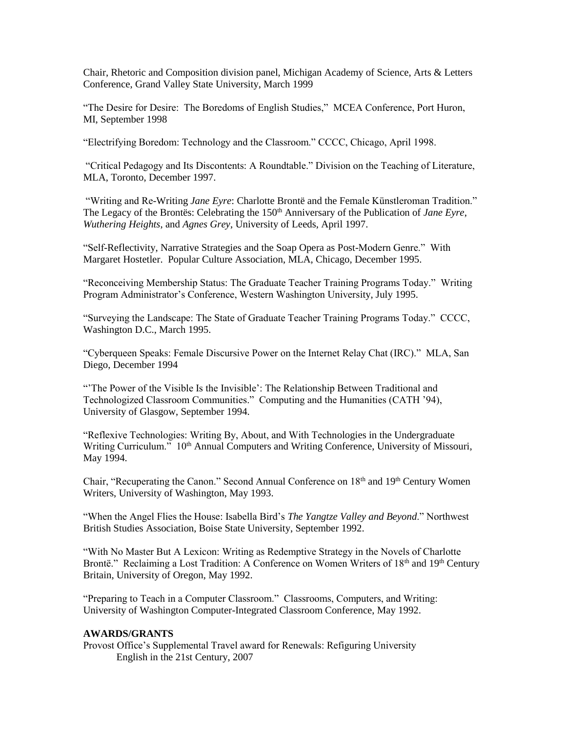Chair, Rhetoric and Composition division panel, Michigan Academy of Science, Arts & Letters Conference, Grand Valley State University, March 1999

"The Desire for Desire: The Boredoms of English Studies," MCEA Conference, Port Huron, MI, September 1998

"Electrifying Boredom: Technology and the Classroom." CCCC, Chicago, April 1998.

"Critical Pedagogy and Its Discontents: A Roundtable." Division on the Teaching of Literature, MLA, Toronto, December 1997.

"Writing and Re-Writing *Jane Eyre*: Charlotte Brontë and the Female Künstleroman Tradition." The Legacy of the Brontës: Celebrating the 150th Anniversary of the Publication of *Jane Eyre*, *Wuthering Heights*, and *Agnes Grey*, University of Leeds, April 1997.

"Self-Reflectivity, Narrative Strategies and the Soap Opera as Post-Modern Genre." With Margaret Hostetler. Popular Culture Association, MLA, Chicago, December 1995.

"Reconceiving Membership Status: The Graduate Teacher Training Programs Today." Writing Program Administrator's Conference, Western Washington University, July 1995.

"Surveying the Landscape: The State of Graduate Teacher Training Programs Today." CCCC, Washington D.C., March 1995.

"Cyberqueen Speaks: Female Discursive Power on the Internet Relay Chat (IRC)." MLA, San Diego, December 1994

"'The Power of the Visible Is the Invisible': The Relationship Between Traditional and Technologized Classroom Communities." Computing and the Humanities (CATH '94), University of Glasgow, September 1994.

"Reflexive Technologies: Writing By, About, and With Technologies in the Undergraduate Writing Curriculum." 10th Annual Computers and Writing Conference, University of Missouri, May 1994.

Chair, "Recuperating the Canon." Second Annual Conference on 18th and 19th Century Women Writers, University of Washington, May 1993.

"When the Angel Flies the House: Isabella Bird's *The Yangtze Valley and Beyond*." Northwest British Studies Association, Boise State University, September 1992.

"With No Master But A Lexicon: Writing as Redemptive Strategy in the Novels of Charlotte Brontë." Reclaiming a Lost Tradition: A Conference on Women Writers of 18th and 19th Century Britain, University of Oregon, May 1992.

"Preparing to Teach in a Computer Classroom." Classrooms, Computers, and Writing: University of Washington Computer-Integrated Classroom Conference, May 1992.

**AWARDS/GRANTS**

Provost Office's Supplemental Travel award for Renewals: Refiguring University English in the 21st Century, 2007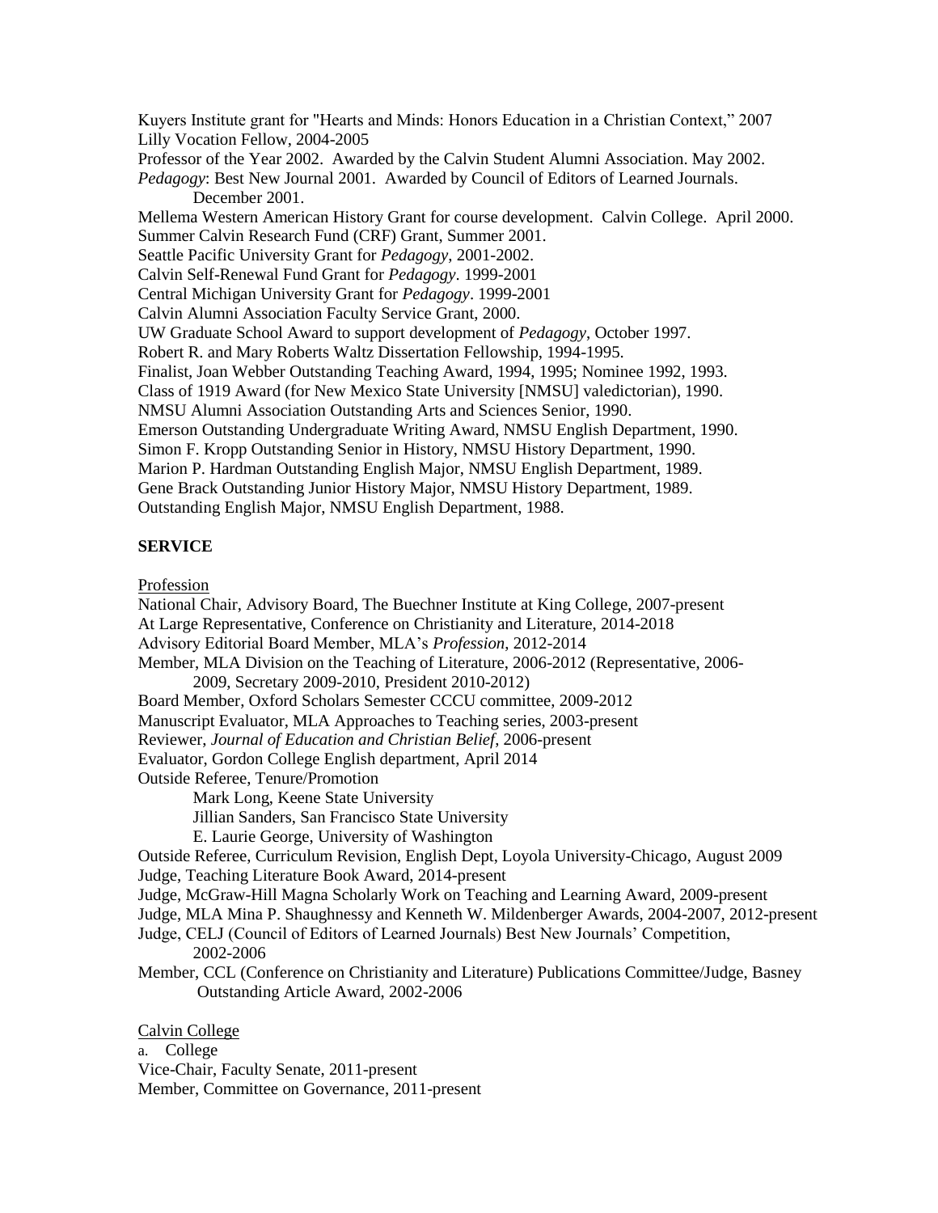Kuyers Institute grant for "Hearts and Minds: Honors Education in a Christian Context," 2007
Lilly Vocation Fellow, 2004-2005
Professor of the Year 2002. Awarded by the Calvin Student Alumni Association. May 2002.
*Pedagogy*: Best New Journal 2001. Awarded by Council of Editors of Learned Journals.
December 2001.
Mellema Western American History Grant for course development. Calvin College. April 2000.
Summer Calvin Research Fund (CRF) Grant, Summer 2001.
Seattle Pacific University Grant for *Pedagogy*, 2001-2002.
Calvin Self-Renewal Fund Grant for *Pedagogy*. 1999-2001
Central Michigan University Grant for *Pedagogy*. 1999-2001
Calvin Alumni Association Faculty Service Grant, 2000.
UW Graduate School Award to support development of *Pedagogy*, October 1997.
Robert R. and Mary Roberts Waltz Dissertation Fellowship, 1994-1995.
Finalist, Joan Webber Outstanding Teaching Award, 1994, 1995; Nominee 1992, 1993.
Class of 1919 Award (for New Mexico State University [NMSU] valedictorian), 1990.
NMSU Alumni Association Outstanding Arts and Sciences Senior, 1990.
Emerson Outstanding Undergraduate Writing Award, NMSU English Department, 1990.
Simon F. Kropp Outstanding Senior in History, NMSU History Department, 1990.
Marion P. Hardman Outstanding English Major, NMSU English Department, 1989.
Gene Brack Outstanding Junior History Major, NMSU History Department, 1989.
Outstanding English Major, NMSU English Department, 1988.

## SERVICE

Profession

National Chair, Advisory Board, The Buechner Institute at King College, 2007-present
At Large Representative, Conference on Christianity and Literature, 2014-2018
Advisory Editorial Board Member, MLA's *Profession*, 2012-2014
Member, MLA Division on the Teaching of Literature, 2006-2012 (Representative, 2006-2009, Secretary 2009-2010, President 2010-2012)
Board Member, Oxford Scholars Semester CCCU committee, 2009-2012
Manuscript Evaluator, MLA Approaches to Teaching series, 2003-present
Reviewer, *Journal of Education and Christian Belief*, 2006-present
Evaluator, Gordon College English department, April 2014
Outside Referee, Tenure/Promotion
Mark Long, Keene State University
Jillian Sanders, San Francisco State University
E. Laurie George, University of Washington
Outside Referee, Curriculum Revision, English Dept, Loyola University-Chicago, August 2009
Judge, Teaching Literature Book Award, 2014-present
Judge, McGraw-Hill Magna Scholarly Work on Teaching and Learning Award, 2009-present
Judge, MLA Mina P. Shaughnessy and Kenneth W. Mildenberger Awards, 2004-2007, 2012-present
Judge, CELJ (Council of Editors of Learned Journals) Best New Journals' Competition, 2002-2006
Member, CCL (Conference on Christianity and Literature) Publications Committee/Judge, Basney Outstanding Article Award, 2002-2006

Calvin College

a. College

Vice-Chair, Faculty Senate, 2011-present
Member, Committee on Governance, 2011-present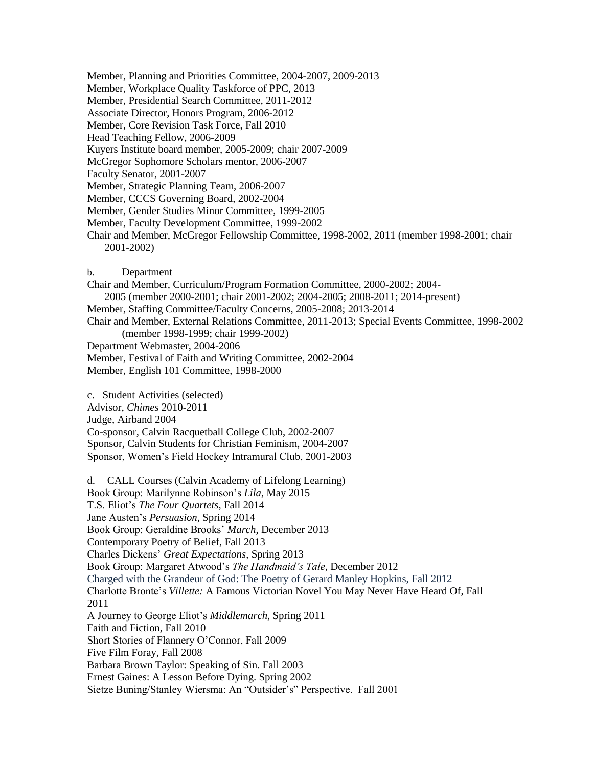Member, Planning and Priorities Committee, 2004-2007, 2009-2013
Member, Workplace Quality Taskforce of PPC, 2013
Member, Presidential Search Committee, 2011-2012
Associate Director, Honors Program, 2006-2012
Member, Core Revision Task Force, Fall 2010
Head Teaching Fellow, 2006-2009
Kuyers Institute board member, 2005-2009; chair 2007-2009
McGregor Sophomore Scholars mentor, 2006-2007
Faculty Senator, 2001-2007
Member, Strategic Planning Team, 2006-2007
Member, CCCS Governing Board, 2002-2004
Member, Gender Studies Minor Committee, 1999-2005
Member, Faculty Development Committee, 1999-2002
Chair and Member, McGregor Fellowship Committee, 1998-2002, 2011 (member 1998-2001; chair 2001-2002)

b. Department

Chair and Member, Curriculum/Program Formation Committee, 2000-2002; 2004-2005 (member 2000-2001; chair 2001-2002; 2004-2005; 2008-2011; 2014-present)
Member, Staffing Committee/Faculty Concerns, 2005-2008; 2013-2014
Chair and Member, External Relations Committee, 2011-2013; Special Events Committee, 1998-2002 (member 1998-1999; chair 1999-2002)
Department Webmaster, 2004-2006
Member, Festival of Faith and Writing Committee, 2002-2004
Member, English 101 Committee, 1998-2000

c. Student Activities (selected)

Advisor, *Chimes* 2010-2011
Judge, Airband 2004
Co-sponsor, Calvin Racquetball College Club, 2002-2007
Sponsor, Calvin Students for Christian Feminism, 2004-2007
Sponsor, Women's Field Hockey Intramural Club, 2001-2003

d. CALL Courses (Calvin Academy of Lifelong Learning)

Book Group: Marilynne Robinson's *Lila*, May 2015
T.S. Eliot's *The Four Quartets*, Fall 2014
Jane Austen's *Persuasion*, Spring 2014
Book Group: Geraldine Brooks' *March*, December 2013
Contemporary Poetry of Belief, Fall 2013
Charles Dickens' *Great Expectations*, Spring 2013
Book Group: Margaret Atwood's *The Handmaid's Tale*, December 2012
Charged with the Grandeur of God: The Poetry of Gerard Manley Hopkins, Fall 2012
Charlotte Bronte's *Villette:* A Famous Victorian Novel You May Never Have Heard Of, Fall 2011
A Journey to George Eliot's *Middlemarch*, Spring 2011
Faith and Fiction, Fall 2010
Short Stories of Flannery O'Connor, Fall 2009
Five Film Foray, Fall 2008
Barbara Brown Taylor: Speaking of Sin. Fall 2003
Ernest Gaines: A Lesson Before Dying. Spring 2002
Sietze Buning/Stanley Wiersma: An "Outsider's" Perspective. Fall 2001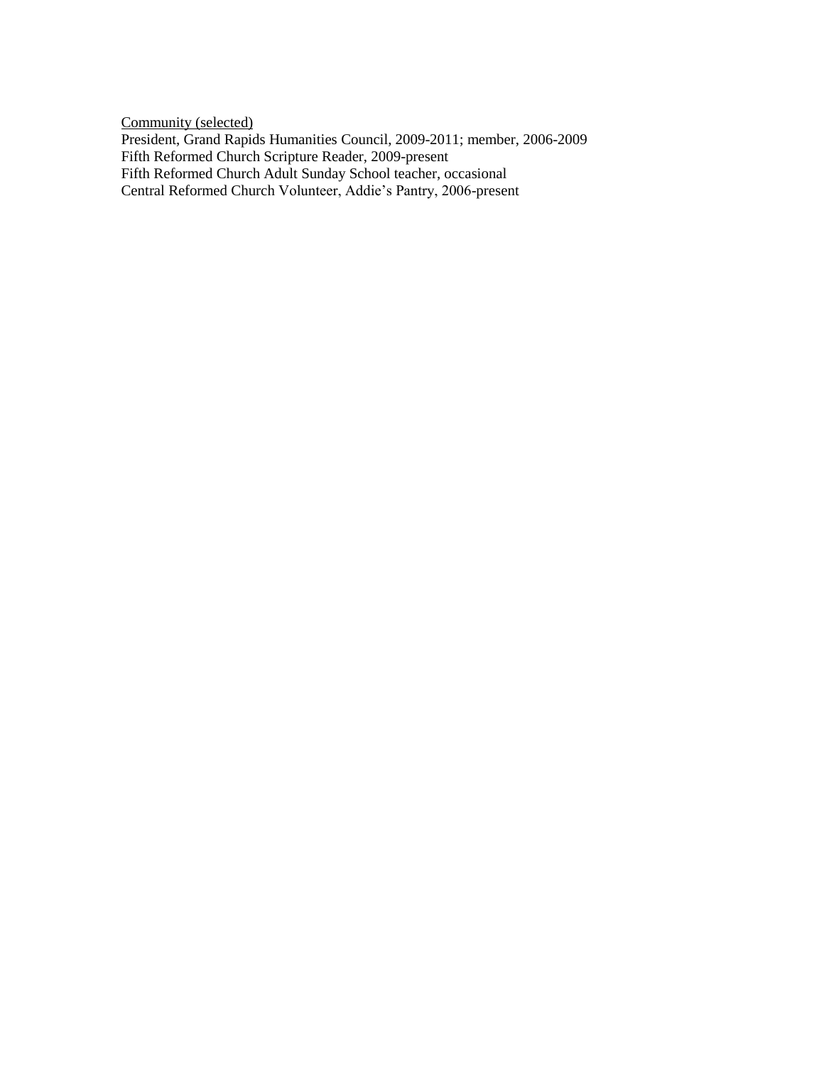<u>Community (selected)</u>

President, Grand Rapids Humanities Council, 2009-2011; member, 2006-2009
Fifth Reformed Church Scripture Reader, 2009-present
Fifth Reformed Church Adult Sunday School teacher, occasional
Central Reformed Church Volunteer, Addie's Pantry, 2006-present